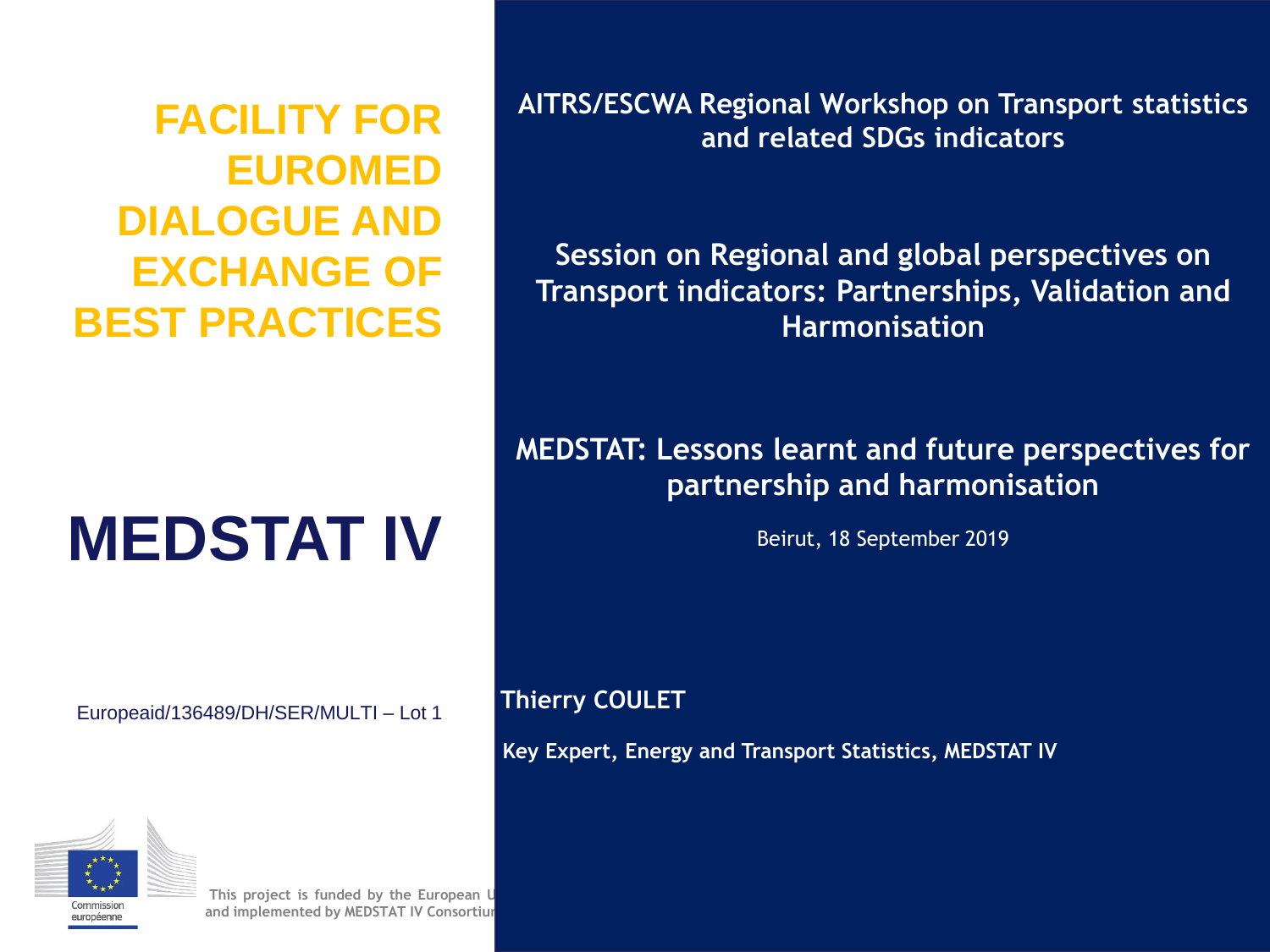# FACILITY FOR EUROMED DIALOGUE AND EXCHANGE OF BEST PRACTICES

# MEDSTAT IV

Europeaid/136489/DH/SER/MULTI – Lot 1

Commission européenne

This project is funded by the European U
and implemented by MEDSTAT IV Consortiu

**AITRS/ESCWA Regional Workshop on Transport statistics and related SDGs indicators**

**Session on Regional and global perspectives on Transport indicators: Partnerships, Validation and Harmonisation**

## MEDSTAT: Lessons learnt and future perspectives for partnership and harmonisation

Beirut, 18 September 2019

**Thierry COULET**

**Key Expert, Energy and Transport Statistics, MEDSTAT IV**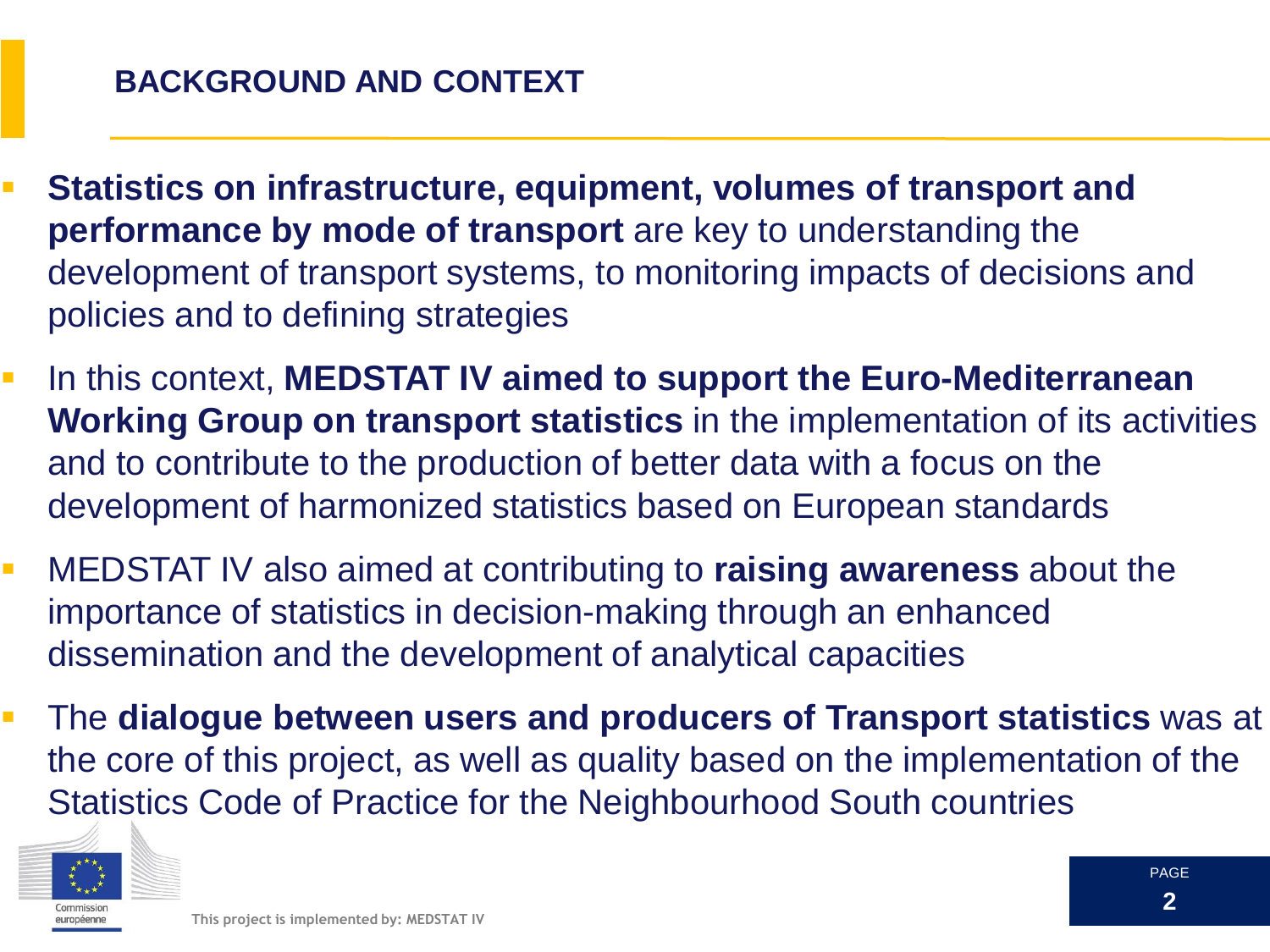## BACKGROUND AND CONTEXT

- **Statistics on infrastructure, equipment, volumes of transport and performance by mode of transport** are key to understanding the development of transport systems, to monitoring impacts of decisions and policies and to defining strategies
- In this context, **MEDSTAT IV aimed to support the Euro-Mediterranean Working Group on transport statistics** in the implementation of its activities and to contribute to the production of better data with a focus on the development of harmonized statistics based on European standards
- MEDSTAT IV also aimed at contributing to **raising awareness** about the importance of statistics in decision-making through an enhanced dissemination and the development of analytical capacities
- The **dialogue between users and producers of Transport statistics** was at the core of this project, as well as quality based on the implementation of the Statistics Code of Practice for the Neighbourhood South countries

This project is implemented by: MEDSTAT IV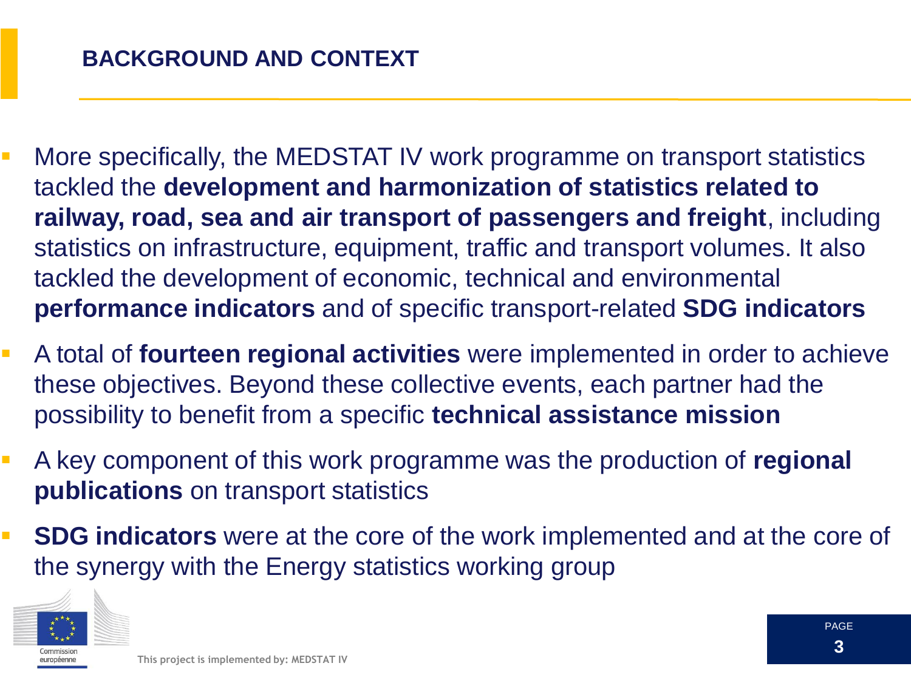## BACKGROUND AND CONTEXT

- More specifically, the MEDSTAT IV work programme on transport statistics tackled the **development and harmonization of statistics related to railway, road, sea and air transport of passengers and freight**, including statistics on infrastructure, equipment, traffic and transport volumes. It also tackled the development of economic, technical and environmental **performance indicators** and of specific transport-related **SDG indicators**
- A total of **fourteen regional activities** were implemented in order to achieve these objectives. Beyond these collective events, each partner had the possibility to benefit from a specific **technical assistance mission**
- A key component of this work programme was the production of **regional publications** on transport statistics
- **SDG indicators** were at the core of the work implemented and at the core of the synergy with the Energy statistics working group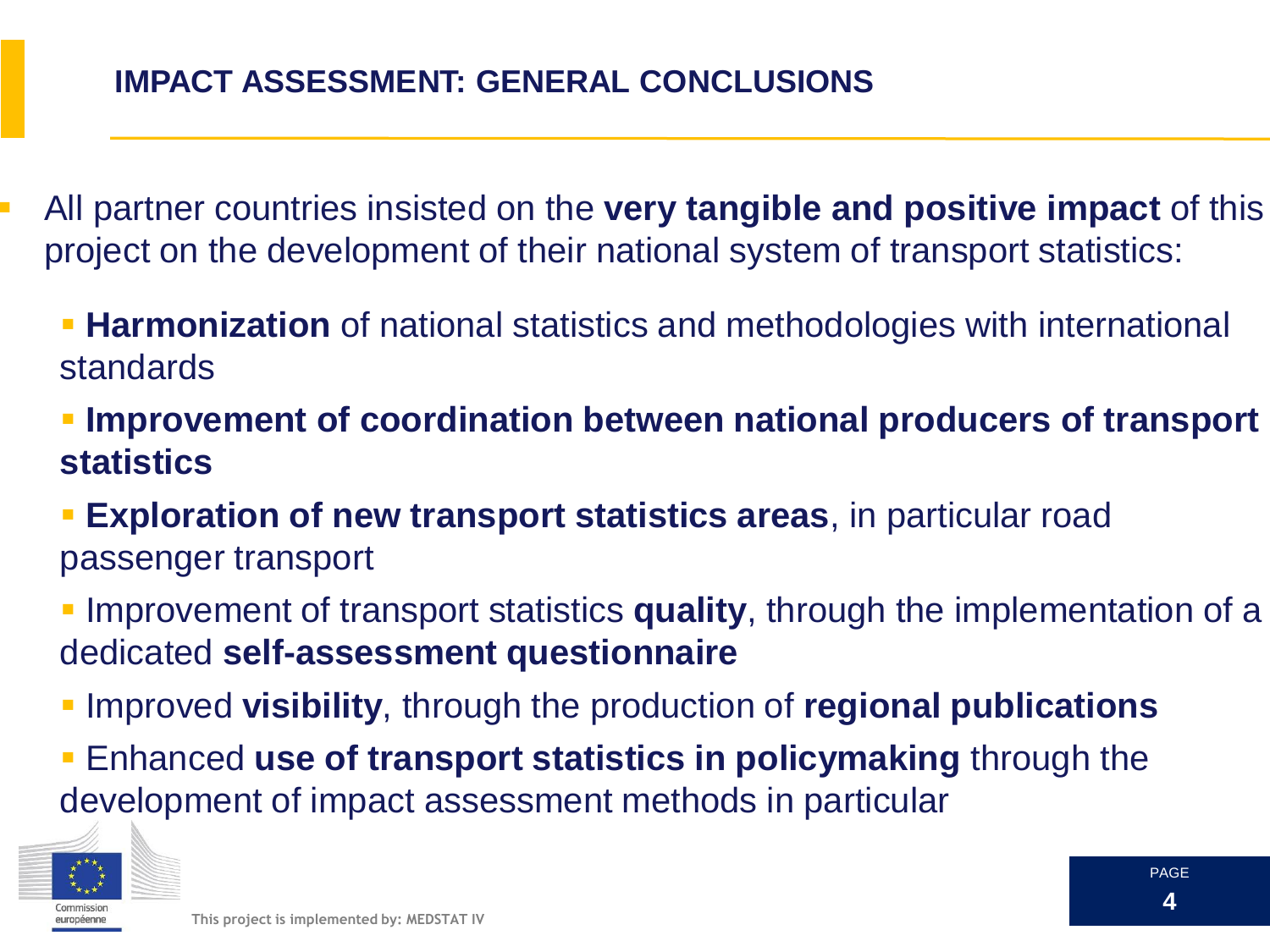## IMPACT ASSESSMENT: GENERAL CONCLUSIONS

- All partner countries insisted on the **very tangible and positive impact** of this project on the development of their national system of transport statistics:
  - **Harmonization** of national statistics and methodologies with international standards
  - **Improvement of coordination between national producers of transport statistics**
  - **Exploration of new transport statistics areas**, in particular road passenger transport
  - Improvement of transport statistics **quality**, through the implementation of a dedicated **self-assessment questionnaire**
  - Improved **visibility**, through the production of **regional publications**
  - Enhanced **use of transport statistics in policymaking** through the development of impact assessment methods in particular

Commission européenne

This project is implemented by: MEDSTAT IV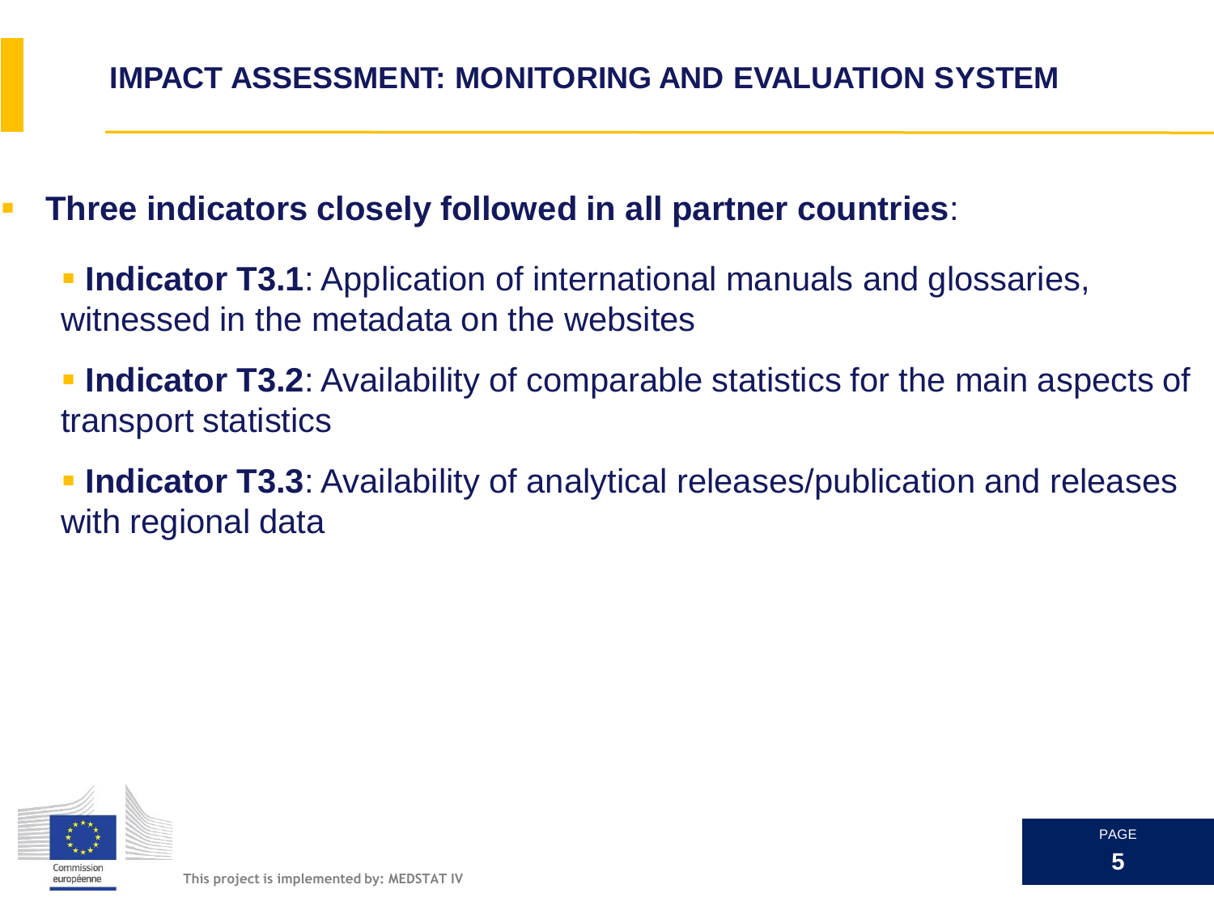## IMPACT ASSESSMENT: MONITORING AND EVALUATION SYSTEM

- **Three indicators closely followed in all partner countries**:
  - **Indicator T3.1**: Application of international manuals and glossaries, witnessed in the metadata on the websites
  - **Indicator T3.2**: Availability of comparable statistics for the main aspects of transport statistics
  - **Indicator T3.3**: Availability of analytical releases/publication and releases with regional data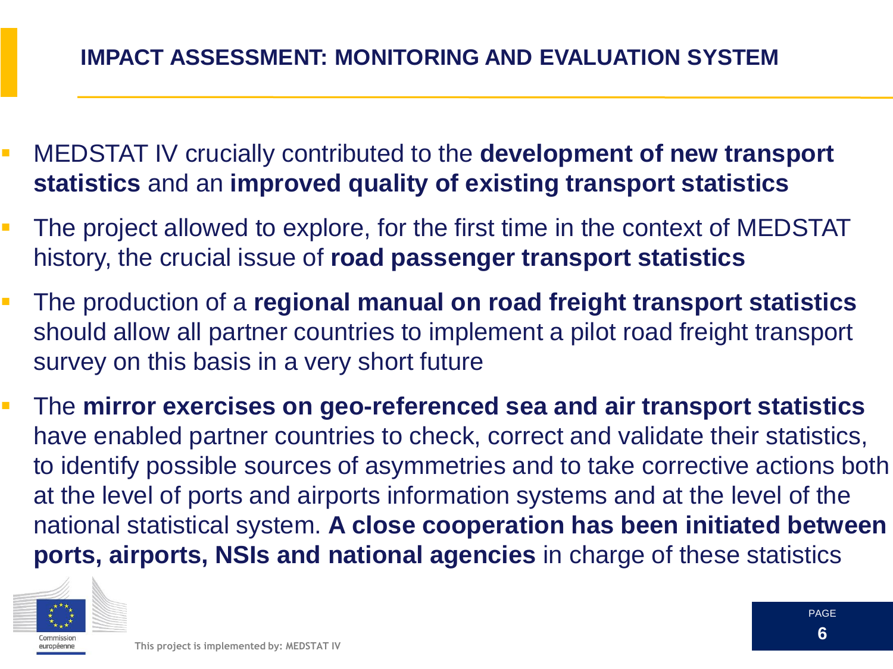## IMPACT ASSESSMENT: MONITORING AND EVALUATION SYSTEM

- MEDSTAT IV crucially contributed to the **development of new transport statistics** and an **improved quality of existing transport statistics**
- The project allowed to explore, for the first time in the context of MEDSTAT history, the crucial issue of **road passenger transport statistics**
- The production of a **regional manual on road freight transport statistics** should allow all partner countries to implement a pilot road freight transport survey on this basis in a very short future
- The **mirror exercises on geo-referenced sea and air transport statistics** have enabled partner countries to check, correct and validate their statistics, to identify possible sources of asymmetries and to take corrective actions both at the level of ports and airports information systems and at the level of the national statistical system. **A close cooperation has been initiated between ports, airports, NSIs and national agencies** in charge of these statistics

This project is implemented by: MEDSTAT IV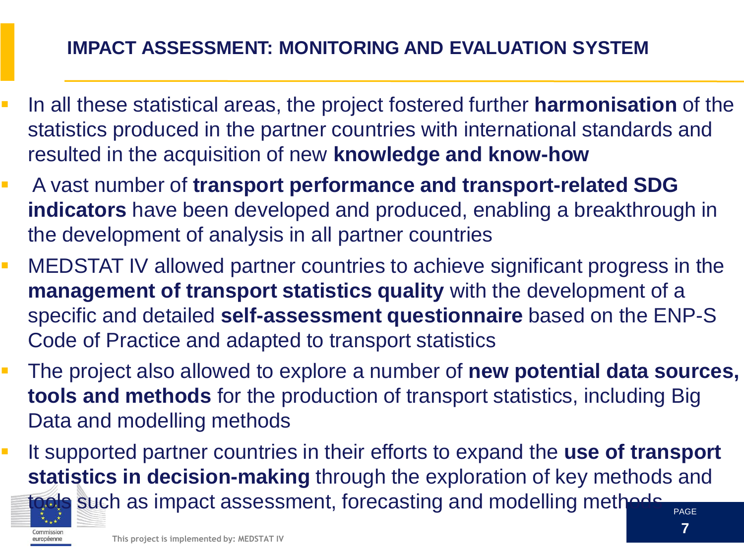## IMPACT ASSESSMENT: MONITORING AND EVALUATION SYSTEM

- In all these statistical areas, the project fostered further **harmonisation** of the statistics produced in the partner countries with international standards and resulted in the acquisition of new **knowledge and know-how**
- A vast number of **transport performance and transport-related SDG indicators** have been developed and produced, enabling a breakthrough in the development of analysis in all partner countries
- MEDSTAT IV allowed partner countries to achieve significant progress in the **management of transport statistics quality** with the development of a specific and detailed **self-assessment questionnaire** based on the ENP-S Code of Practice and adapted to transport statistics
- The project also allowed to explore a number of **new potential data sources, tools and methods** for the production of transport statistics, including Big Data and modelling methods
- It supported partner countries in their efforts to expand the **use of transport statistics in decision-making** through the exploration of key methods and tools such as impact assessment, forecasting and modelling methods

This project is implemented by: MEDSTAT IV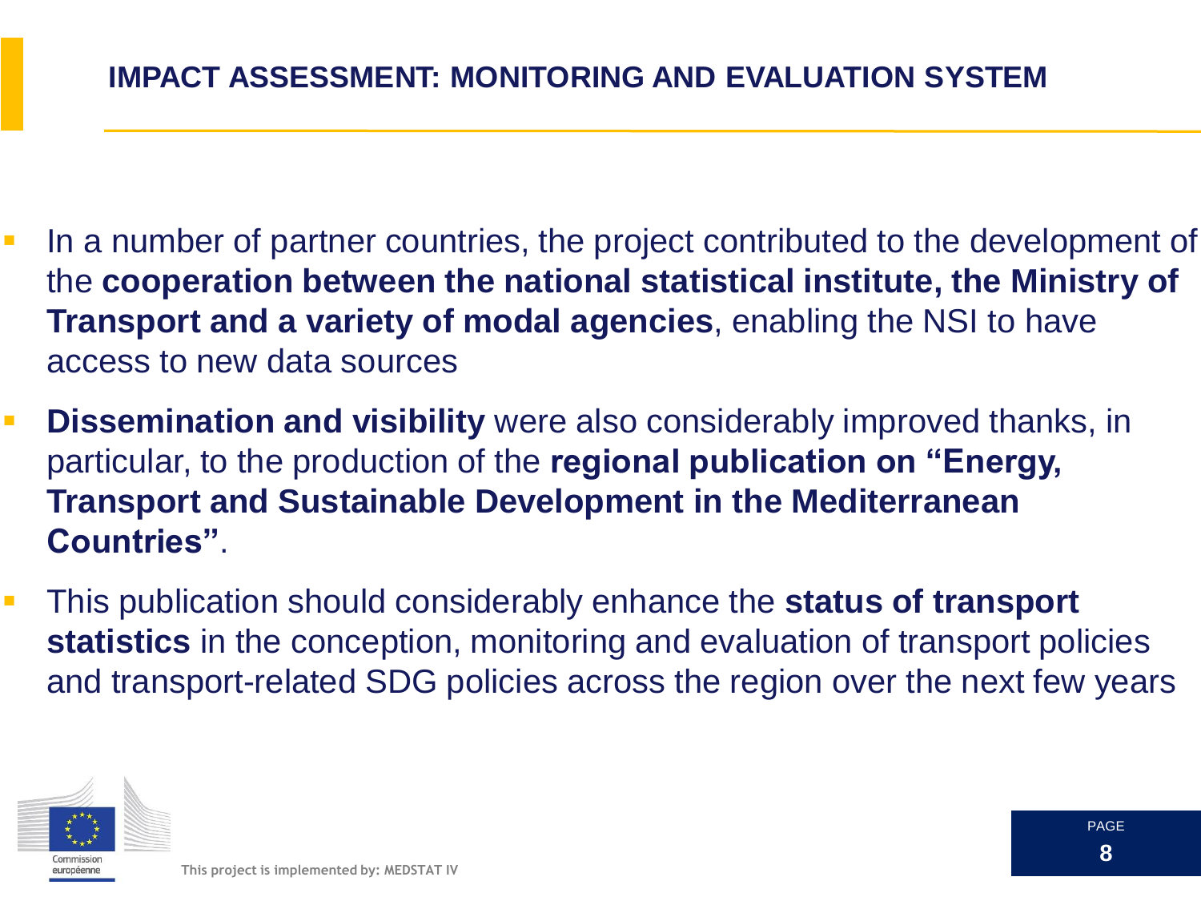## IMPACT ASSESSMENT: MONITORING AND EVALUATION SYSTEM

- In a number of partner countries, the project contributed to the development of the **cooperation between the national statistical institute, the Ministry of Transport and a variety of modal agencies**, enabling the NSI to have access to new data sources
- **Dissemination and visibility** were also considerably improved thanks, in particular, to the production of the **regional publication on "Energy, Transport and Sustainable Development in the Mediterranean Countries"**.
- This publication should considerably enhance the **status of transport statistics** in the conception, monitoring and evaluation of transport policies and transport-related SDG policies across the region over the next few years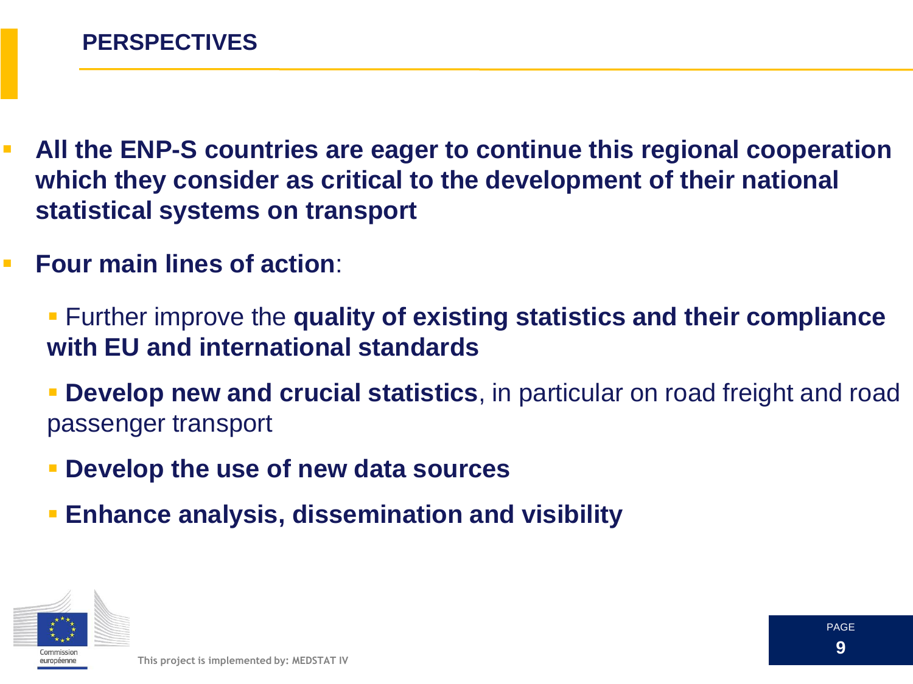# PERSPECTIVES

- **All the ENP-S countries are eager to continue this regional cooperation which they consider as critical to the development of their national statistical systems on transport**
- **Four main lines of action**:
  - Further improve the **quality of existing statistics and their compliance with EU and international standards**
  - **Develop new and crucial statistics**, in particular on road freight and road passenger transport
  - **Develop the use of new data sources**
  - **Enhance analysis, dissemination and visibility**

This project is implemented by: MEDSTAT IV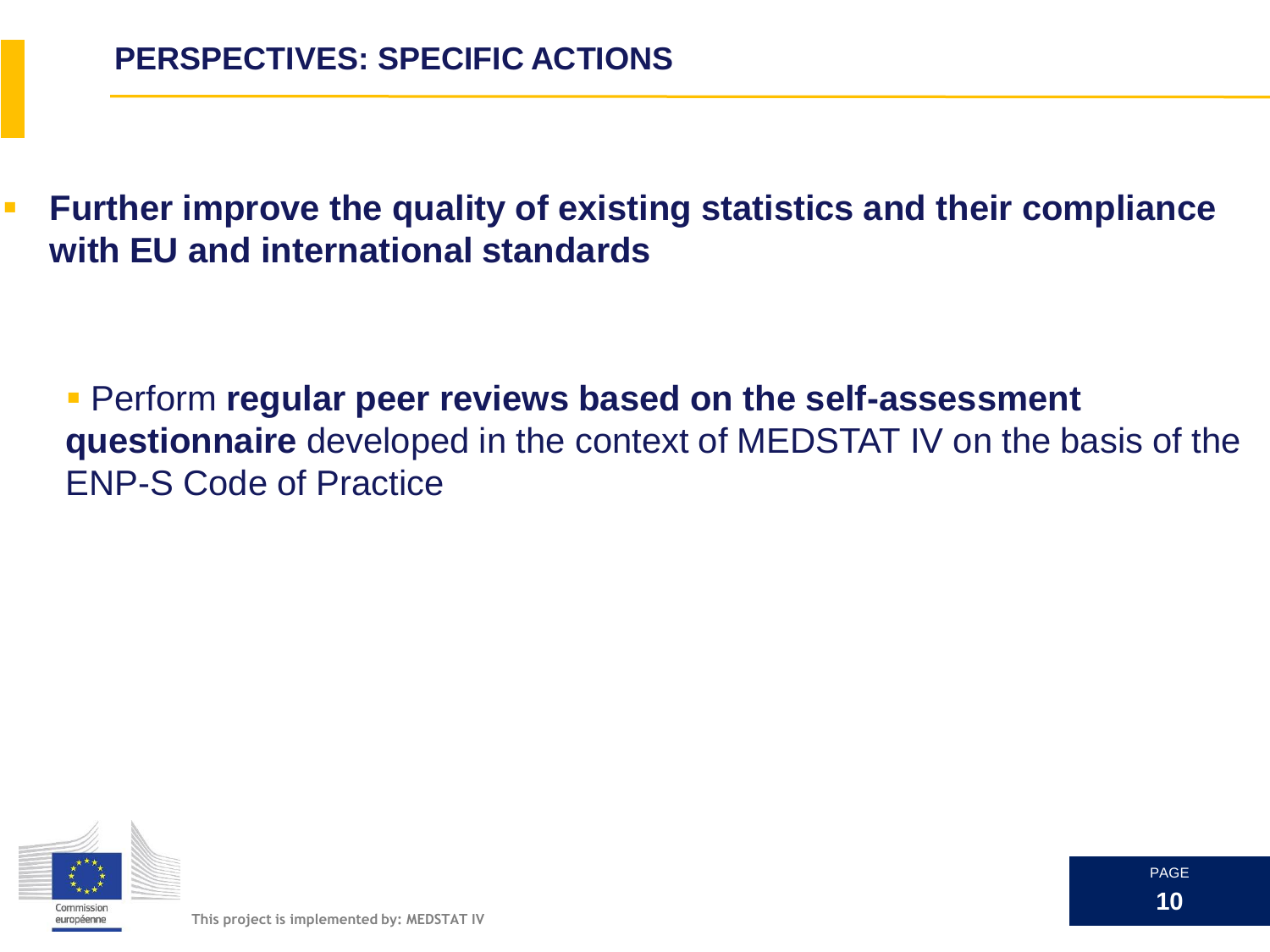## PERSPECTIVES: SPECIFIC ACTIONS

- **Further improve the quality of existing statistics and their compliance with EU and international standards**

  - Perform **regular peer reviews based on the self-assessment questionnaire** developed in the context of MEDSTAT IV on the basis of the ENP-S Code of Practice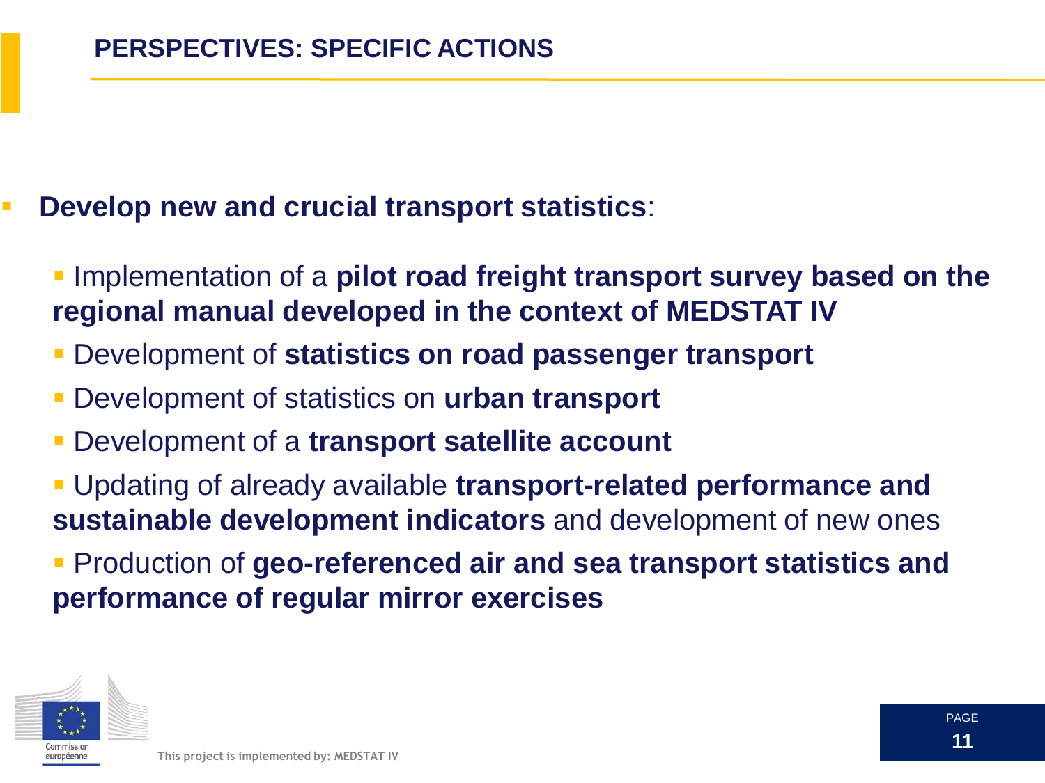## PERSPECTIVES: SPECIFIC ACTIONS

- **Develop new and crucial transport statistics**:
  - Implementation of a **pilot road freight transport survey based on the regional manual developed in the context of MEDSTAT IV**
  - Development of **statistics on road passenger transport**
  - Development of statistics on **urban transport**
  - Development of a **transport satellite account**
  - Updating of already available **transport-related performance and sustainable development indicators** and development of new ones
  - Production of **geo-referenced air and sea transport statistics and performance of regular mirror exercises**

Commission européenne

This project is implemented by: MEDSTAT IV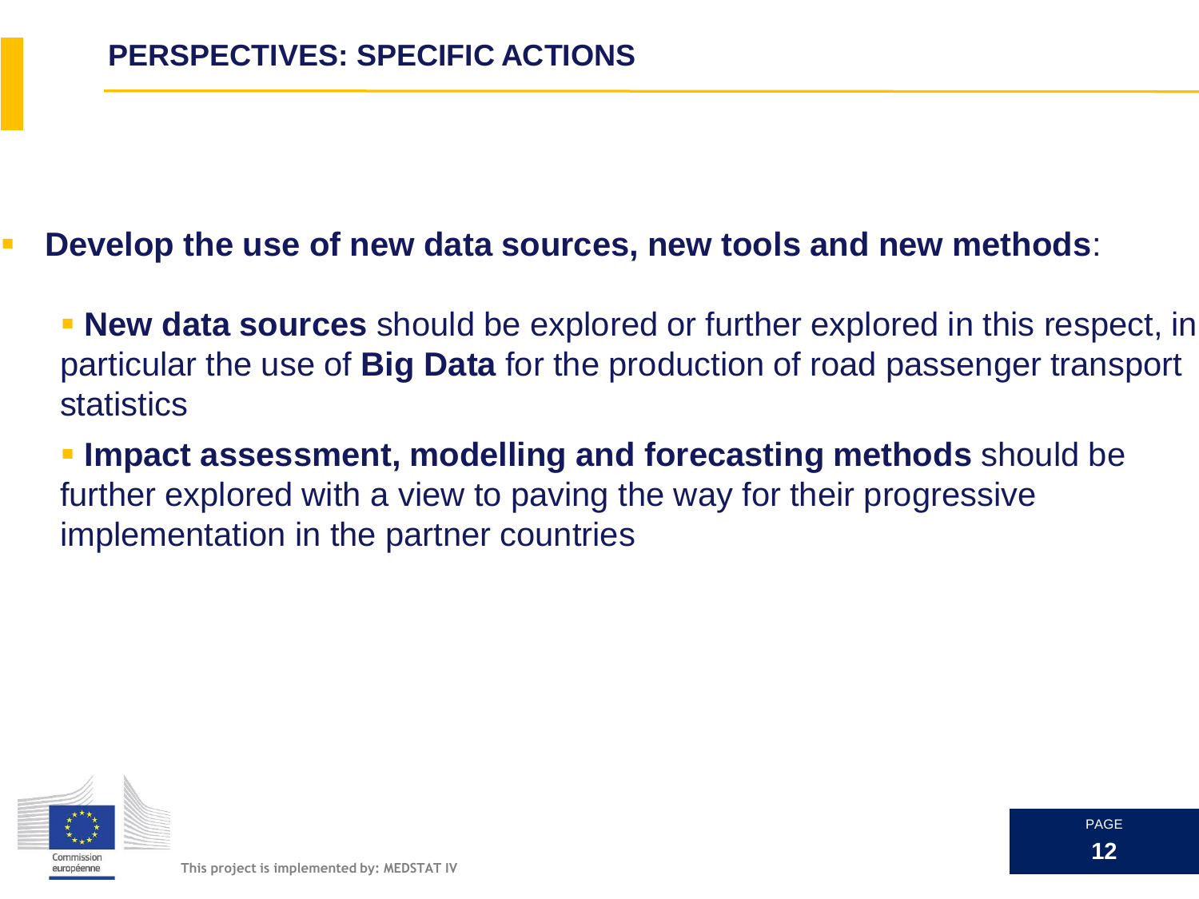# PERSPECTIVES: SPECIFIC ACTIONS

- **Develop the use of new data sources, new tools and new methods**:
  - **New data sources** should be explored or further explored in this respect, in particular the use of **Big Data** for the production of road passenger transport statistics
  - **Impact assessment, modelling and forecasting methods** should be further explored with a view to paving the way for their progressive implementation in the partner countries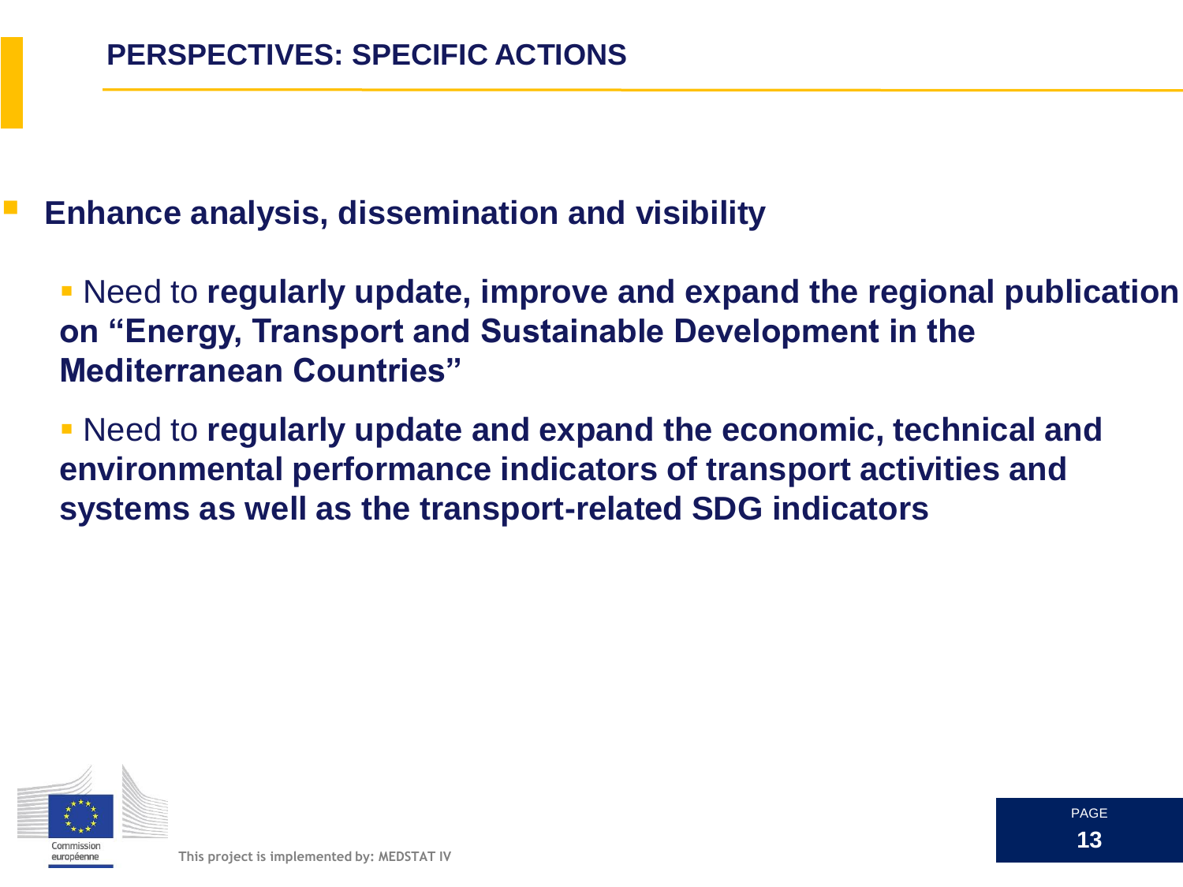## PERSPECTIVES: SPECIFIC ACTIONS

- **Enhance analysis, dissemination and visibility**
  - Need to **regularly update, improve and expand the regional publication on "Energy, Transport and Sustainable Development in the Mediterranean Countries"**
  - Need to **regularly update and expand the economic, technical and environmental performance indicators of transport activities and systems as well as the transport-related SDG indicators**

Commission européenne

This project is implemented by: MEDSTAT IV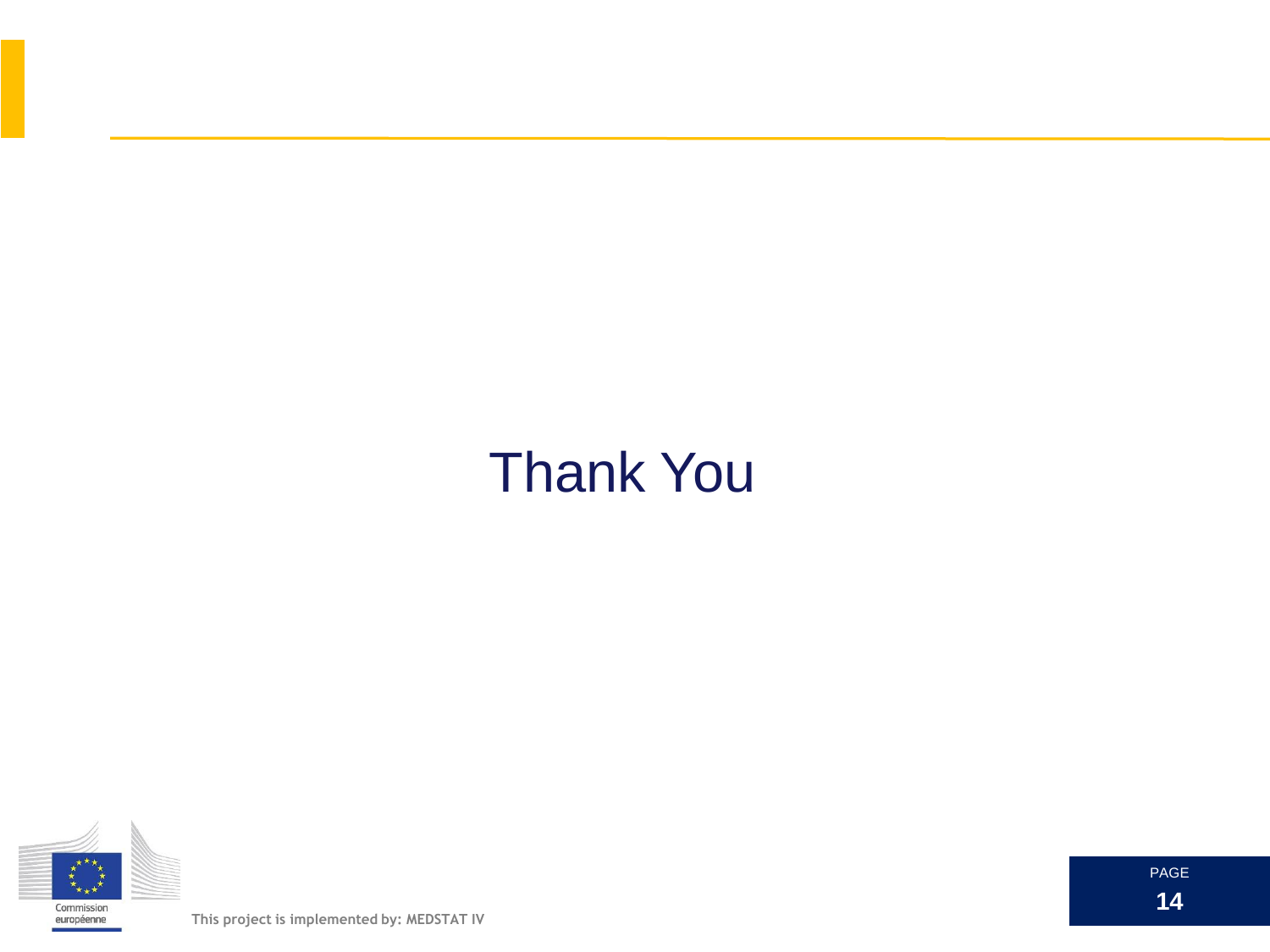# Thank You

This project is implemented by: MEDSTAT IV